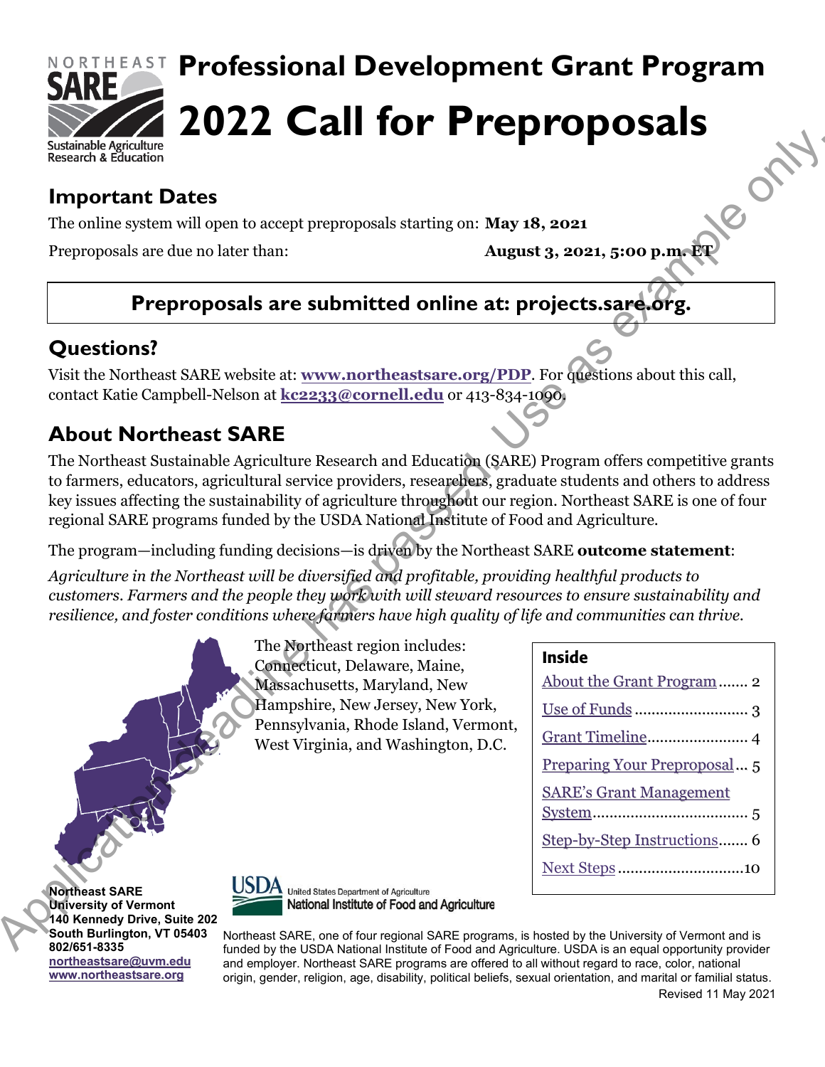# Professional Development Grant Program

# 2022 Call for Preproposals

## Important Dates

The online system will open to accept preproposals starting on: **May 18, 2021**

Preproposals are due no later than: **August 3, 2021, 5:00 p.m. ET**

**Preproposals are submitted online at: projects.sare.org.**

## Questions?

Visit the Northeast SARE website at: **www.northeastsare.org/PDP**. For questions about this call, contact Katie Campbell-Nelson at **kc2233@cornell.edu** or 413-834-1090.

## About Northeast SARE

The Northeast Sustainable Agriculture Research and Education (SARE) Program offers competitive grants to farmers, educators, agricultural service providers, researchers, graduate students and others to address key issues affecting the sustainability of agriculture throughout our region. Northeast SARE is one of four regional SARE programs funded by the USDA National Institute of Food and Agriculture.

The program—including funding decisions—is driven by the Northeast SARE **outcome statement**:

*Agriculture in the Northeast will be diversified and profitable, providing healthful products to customers. Farmers and the people they work with will steward resources to ensure sustainability and resilience, and foster conditions where farmers have high quality of life and communities can thrive.*

The Northeast region includes: Connecticut, Delaware, Maine, Massachusetts, Maryland, New Hampshire, New Jersey, New York, Pennsylvania, Rhode Island, Vermont, West Virginia, and Washington, D.C.

**Inside**

- About the Grant Program ....... 2
- Use of Funds .......................... 3
- Grant Timeline........................ 4
- Preparing Your Preproposal ... 5
- SARE's Grant Management System.................................... 5
- Step-by-Step Instructions....... 6
- Next Steps .............................10

**Northeast SARE**
**University of Vermont**
**140 Kennedy Drive, Suite 202**
**South Burlington, VT 05403**
**802/651-8335**
**northeastsare@uvm.edu**
**www.northeastsare.org**

USDA United States Department of Agriculture
National Institute of Food and Agriculture

Northeast SARE, one of four regional SARE programs, is hosted by the University of Vermont and is funded by the USDA National Institute of Food and Agriculture. USDA is an equal opportunity provider and employer. Northeast SARE programs are offered to all without regard to race, color, national origin, gender, religion, age, disability, political beliefs, sexual orientation, and marital or familial status.

Revised 11 May 2021

Application deadline has passed. Use as example only.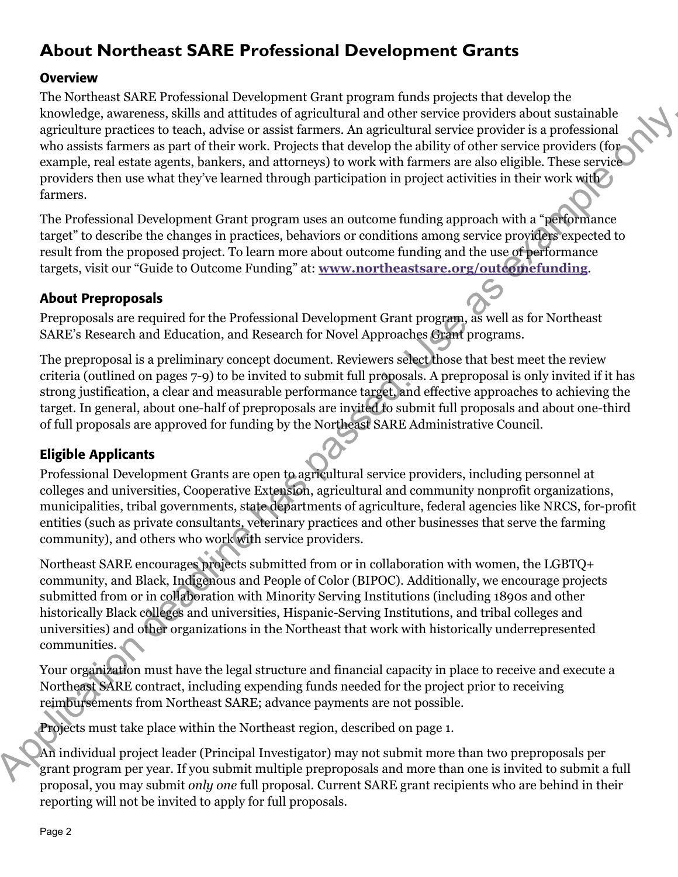# About Northeast SARE Professional Development Grants

## Overview

The Northeast SARE Professional Development Grant program funds projects that develop the knowledge, awareness, skills and attitudes of agricultural and other service providers about sustainable agriculture practices to teach, advise or assist farmers. An agricultural service provider is a professional who assists farmers as part of their work. Projects that develop the ability of other service providers (for example, real estate agents, bankers, and attorneys) to work with farmers are also eligible. These service providers then use what they've learned through participation in project activities in their work with farmers.

The Professional Development Grant program uses an outcome funding approach with a "performance target" to describe the changes in practices, behaviors or conditions among service providers expected to result from the proposed project. To learn more about outcome funding and the use of performance targets, visit our "Guide to Outcome Funding" at: **www.northeastsare.org/outcomefunding**.

## About Preproposals

Preproposals are required for the Professional Development Grant program, as well as for Northeast SARE's Research and Education, and Research for Novel Approaches Grant programs.

The preproposal is a preliminary concept document. Reviewers select those that best meet the review criteria (outlined on pages 7-9) to be invited to submit full proposals. A preproposal is only invited if it has strong justification, a clear and measurable performance target, and effective approaches to achieving the target. In general, about one-half of preproposals are invited to submit full proposals and about one-third of full proposals are approved for funding by the Northeast SARE Administrative Council.

## Eligible Applicants

Professional Development Grants are open to agricultural service providers, including personnel at colleges and universities, Cooperative Extension, agricultural and community nonprofit organizations, municipalities, tribal governments, state departments of agriculture, federal agencies like NRCS, for-profit entities (such as private consultants, veterinary practices and other businesses that serve the farming community), and others who work with service providers.

Northeast SARE encourages projects submitted from or in collaboration with women, the LGBTQ+ community, and Black, Indigenous and People of Color (BIPOC). Additionally, we encourage projects submitted from or in collaboration with Minority Serving Institutions (including 1890s and other historically Black colleges and universities, Hispanic-Serving Institutions, and tribal colleges and universities) and other organizations in the Northeast that work with historically underrepresented communities.

Your organization must have the legal structure and financial capacity in place to receive and execute a Northeast SARE contract, including expending funds needed for the project prior to receiving reimbursements from Northeast SARE; advance payments are not possible.

Projects must take place within the Northeast region, described on page 1.

An individual project leader (Principal Investigator) may not submit more than two preproposals per grant program per year. If you submit multiple preproposals and more than one is invited to submit a full proposal, you may submit *only one* full proposal. Current SARE grant recipients who are behind in their reporting will not be invited to apply for full proposals.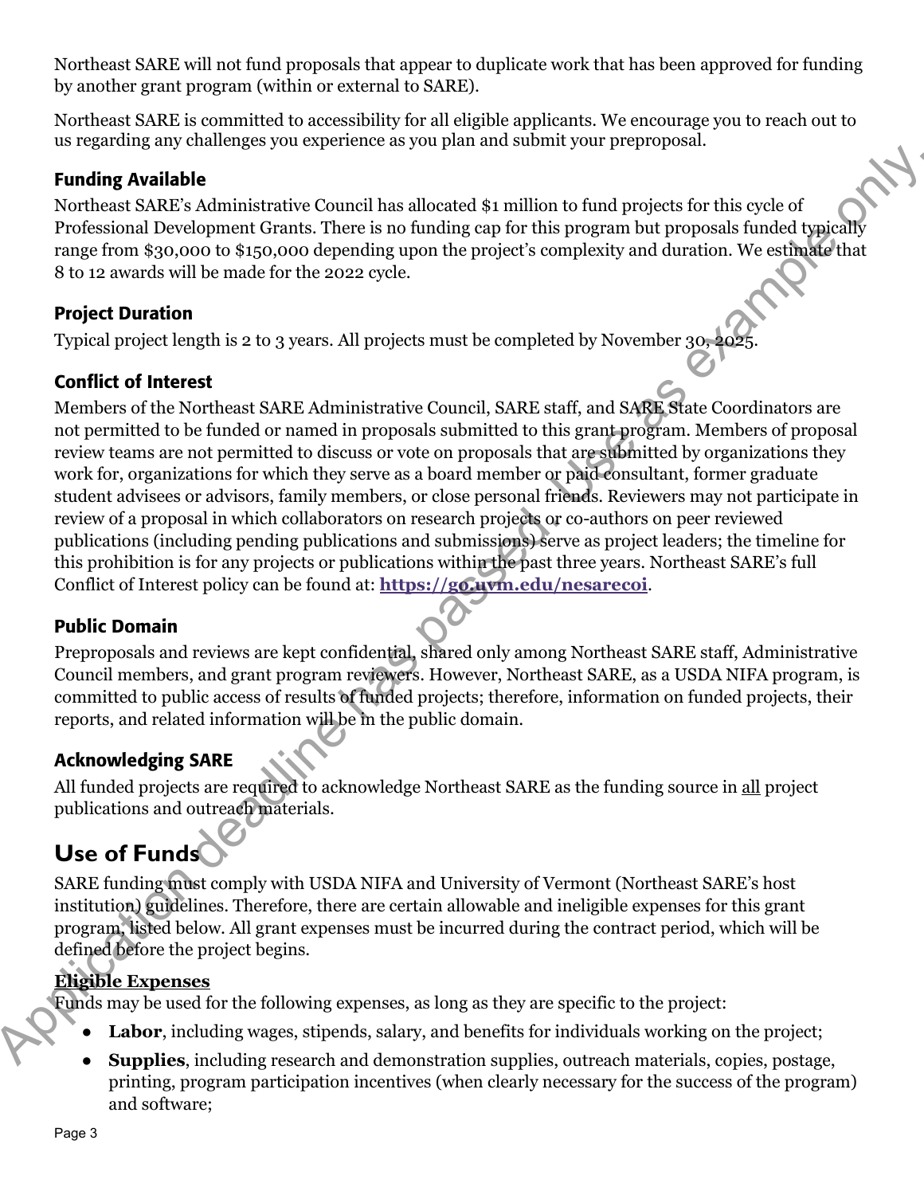Northeast SARE will not fund proposals that appear to duplicate work that has been approved for funding by another grant program (within or external to SARE).

Northeast SARE is committed to accessibility for all eligible applicants. We encourage you to reach out to us regarding any challenges you experience as you plan and submit your preproposal.

### Funding Available

Northeast SARE's Administrative Council has allocated $1 million to fund projects for this cycle of Professional Development Grants. There is no funding cap for this program but proposals funded typically range from $30,000 to $150,000 depending upon the project's complexity and duration. We estimate that 8 to 12 awards will be made for the 2022 cycle.

### Project Duration

Typical project length is 2 to 3 years. All projects must be completed by November 30, 2025.

### Conflict of Interest

Members of the Northeast SARE Administrative Council, SARE staff, and SARE State Coordinators are not permitted to be funded or named in proposals submitted to this grant program. Members of proposal review teams are not permitted to discuss or vote on proposals that are submitted by organizations they work for, organizations for which they serve as a board member or paid consultant, former graduate student advisees or advisors, family members, or close personal friends. Reviewers may not participate in review of a proposal in which collaborators on research projects or co-authors on peer reviewed publications (including pending publications and submissions) serve as project leaders; the timeline for this prohibition is for any projects or publications within the past three years. Northeast SARE's full Conflict of Interest policy can be found at: **https://go.uvm.edu/nesarecoi**.

### Public Domain

Preproposals and reviews are kept confidential, shared only among Northeast SARE staff, Administrative Council members, and grant program reviewers. However, Northeast SARE, as a USDA NIFA program, is committed to public access of results of funded projects; therefore, information on funded projects, their reports, and related information will be in the public domain.

### Acknowledging SARE

All funded projects are required to acknowledge Northeast SARE as the funding source in all project publications and outreach materials.

## Use of Funds

SARE funding must comply with USDA NIFA and University of Vermont (Northeast SARE's host institution) guidelines. Therefore, there are certain allowable and ineligible expenses for this grant program, listed below. All grant expenses must be incurred during the contract period, which will be defined before the project begins.

**Eligible Expenses**

Funds may be used for the following expenses, as long as they are specific to the project:

- **Labor**, including wages, stipends, salary, and benefits for individuals working on the project;
- **Supplies**, including research and demonstration supplies, outreach materials, copies, postage, printing, program participation incentives (when clearly necessary for the success of the program) and software;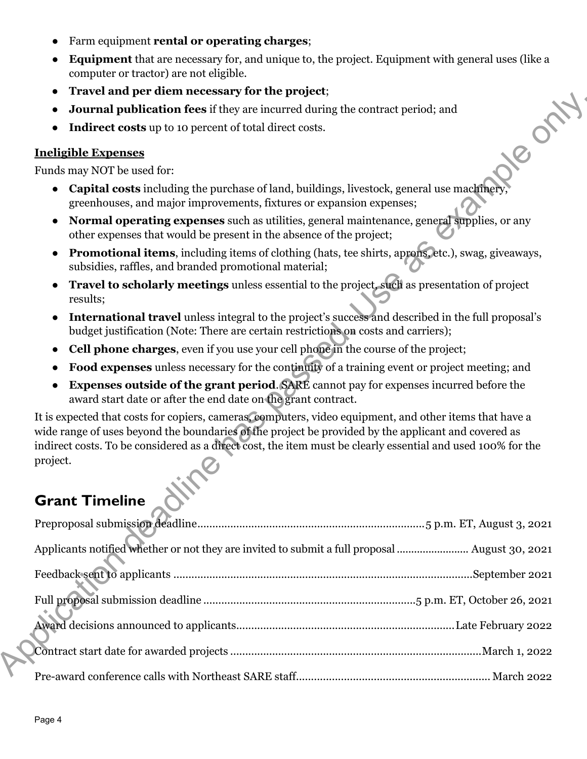- Farm equipment **rental or operating charges**;
- **Equipment** that are necessary for, and unique to, the project. Equipment with general uses (like a computer or tractor) are not eligible.
- **Travel and per diem necessary for the project**;
- **Journal publication fees** if they are incurred during the contract period; and
- **Indirect costs** up to 10 percent of total direct costs.

**Ineligible Expenses**

Funds may NOT be used for:

- **Capital costs** including the purchase of land, buildings, livestock, general use machinery, greenhouses, and major improvements, fixtures or expansion expenses;
- **Normal operating expenses** such as utilities, general maintenance, general supplies, or any other expenses that would be present in the absence of the project;
- **Promotional items**, including items of clothing (hats, tee shirts, aprons, etc.), swag, giveaways, subsidies, raffles, and branded promotional material;
- **Travel to scholarly meetings** unless essential to the project, such as presentation of project results;
- **International travel** unless integral to the project's success and described in the full proposal's budget justification (Note: There are certain restrictions on costs and carriers);
- **Cell phone charges**, even if you use your cell phone in the course of the project;
- **Food expenses** unless necessary for the continuity of a training event or project meeting; and
- **Expenses outside of the grant period**. SARE cannot pay for expenses incurred before the award start date or after the end date on the grant contract.

It is expected that costs for copiers, cameras, computers, video equipment, and other items that have a wide range of uses beyond the boundaries of the project be provided by the applicant and covered as indirect costs. To be considered as a direct cost, the item must be clearly essential and used 100% for the project.

## Grant Timeline

Preproposal submission deadline.......................................................................5 p.m. ET, August 3, 2021

Applicants notified whether or not they are invited to submit a full proposal........................ August 30, 2021

Feedback sent to applicants ..................................................................................................September 2021

Full proposal submission deadline .......................................................................5 p.m. ET, October 26, 2021

Award decisions announced to applicants........................................................................Late February 2022

Contract start date for awarded projects ..................................................................................March 1, 2022

Pre-award conference calls with Northeast SARE staff................................................................ March 2022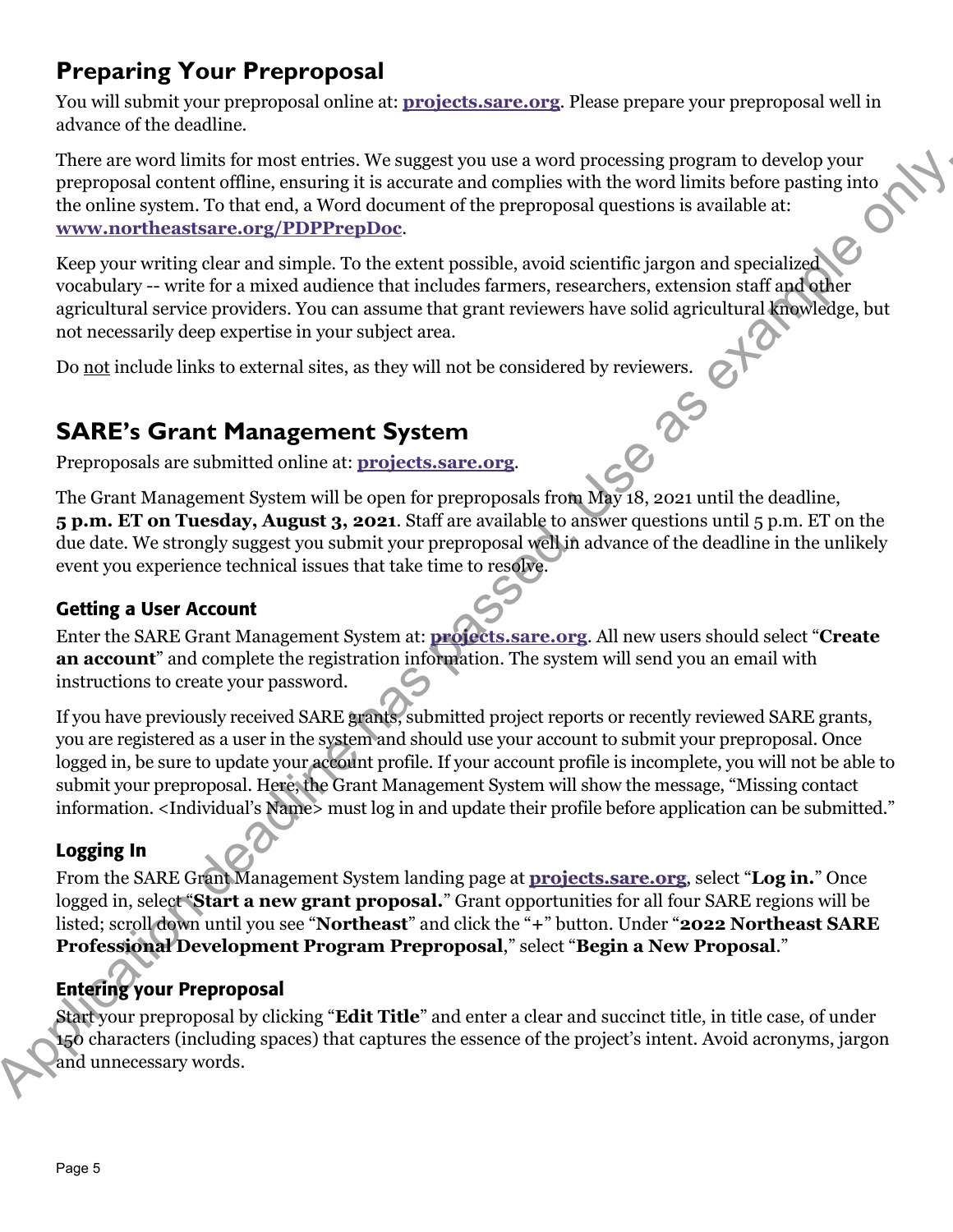## Preparing Your Preproposal

You will submit your preproposal online at: **projects.sare.org**. Please prepare your preproposal well in advance of the deadline.

There are word limits for most entries. We suggest you use a word processing program to develop your preproposal content offline, ensuring it is accurate and complies with the word limits before pasting into the online system. To that end, a Word document of the preproposal questions is available at: **www.northeastsare.org/PDPPrepDoc**.

Keep your writing clear and simple. To the extent possible, avoid scientific jargon and specialized vocabulary -- write for a mixed audience that includes farmers, researchers, extension staff and other agricultural service providers. You can assume that grant reviewers have solid agricultural knowledge, but not necessarily deep expertise in your subject area.

Do not include links to external sites, as they will not be considered by reviewers.

## SARE's Grant Management System

Preproposals are submitted online at: **projects.sare.org**.

The Grant Management System will be open for preproposals from May 18, 2021 until the deadline, **5 p.m. ET on Tuesday, August 3, 2021**. Staff are available to answer questions until 5 p.m. ET on the due date. We strongly suggest you submit your preproposal well in advance of the deadline in the unlikely event you experience technical issues that take time to resolve.

### Getting a User Account

Enter the SARE Grant Management System at: **projects.sare.org**. All new users should select "**Create an account**" and complete the registration information. The system will send you an email with instructions to create your password.

If you have previously received SARE grants, submitted project reports or recently reviewed SARE grants, you are registered as a user in the system and should use your account to submit your preproposal. Once logged in, be sure to update your account profile. If your account profile is incomplete, you will not be able to submit your preproposal. Here, the Grant Management System will show the message, "Missing contact information. <Individual's Name> must log in and update their profile before application can be submitted."

### Logging In

From the SARE Grant Management System landing page at **projects.sare.org**, select "**Log in.**" Once logged in, select "**Start a new grant proposal.**" Grant opportunities for all four SARE regions will be listed; scroll down until you see "**Northeast**" and click the "+" button. Under "**2022 Northeast SARE Professional Development Program Preproposal**," select "**Begin a New Proposal**."

### Entering your Preproposal

Start your preproposal by clicking "**Edit Title**" and enter a clear and succinct title, in title case, of under 150 characters (including spaces) that captures the essence of the project's intent. Avoid acronyms, jargon and unnecessary words.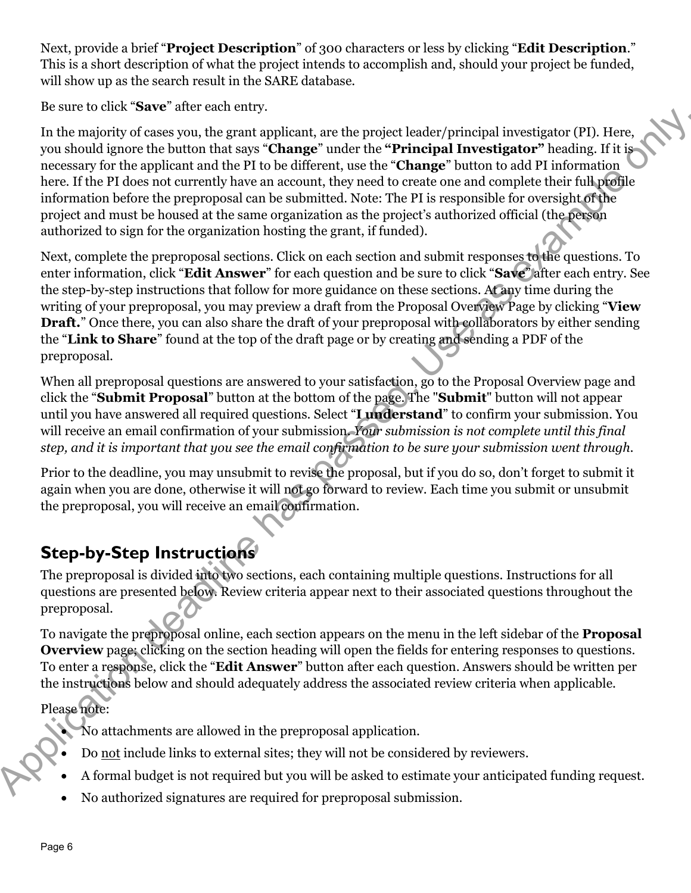Next, provide a brief "**Project Description**" of 300 characters or less by clicking "**Edit Description**." This is a short description of what the project intends to accomplish and, should your project be funded, will show up as the search result in the SARE database.

Be sure to click "**Save**" after each entry.

In the majority of cases you, the grant applicant, are the project leader/principal investigator (PI). Here, you should ignore the button that says "**Change**" under the **"Principal Investigator"** heading. If it is necessary for the applicant and the PI to be different, use the "**Change**" button to add PI information here. If the PI does not currently have an account, they need to create one and complete their full profile information before the preproposal can be submitted. Note: The PI is responsible for oversight of the project and must be housed at the same organization as the project's authorized official (the person authorized to sign for the organization hosting the grant, if funded).

Next, complete the preproposal sections. Click on each section and submit responses to the questions. To enter information, click "**Edit Answer**" for each question and be sure to click "**Save**" after each entry. See the step-by-step instructions that follow for more guidance on these sections. At any time during the writing of your preproposal, you may preview a draft from the Proposal Overview Page by clicking "**View Draft.**" Once there, you can also share the draft of your preproposal with collaborators by either sending the "**Link to Share**" found at the top of the draft page or by creating and sending a PDF of the preproposal.

When all preproposal questions are answered to your satisfaction, go to the Proposal Overview page and click the "**Submit Proposal**" button at the bottom of the page. The "**Submit**" button will not appear until you have answered all required questions. Select "**I understand**" to confirm your submission. You will receive an email confirmation of your submission. *Your submission is not complete until this final step, and it is important that you see the email confirmation to be sure your submission went through.*

Prior to the deadline, you may unsubmit to revise the proposal, but if you do so, don't forget to submit it again when you are done, otherwise it will not go forward to review. Each time you submit or unsubmit the preproposal, you will receive an email confirmation.

## Step-by-Step Instructions

The preproposal is divided into two sections, each containing multiple questions. Instructions for all questions are presented below. Review criteria appear next to their associated questions throughout the preproposal.

To navigate the preproposal online, each section appears on the menu in the left sidebar of the **Proposal Overview** page; clicking on the section heading will open the fields for entering responses to questions. To enter a response, click the "**Edit Answer**" button after each question. Answers should be written per the instructions below and should adequately address the associated review criteria when applicable.

Please note:

- No attachments are allowed in the preproposal application.
- Do <u>not</u> include links to external sites; they will not be considered by reviewers.
- A formal budget is not required but you will be asked to estimate your anticipated funding request.
- No authorized signatures are required for preproposal submission.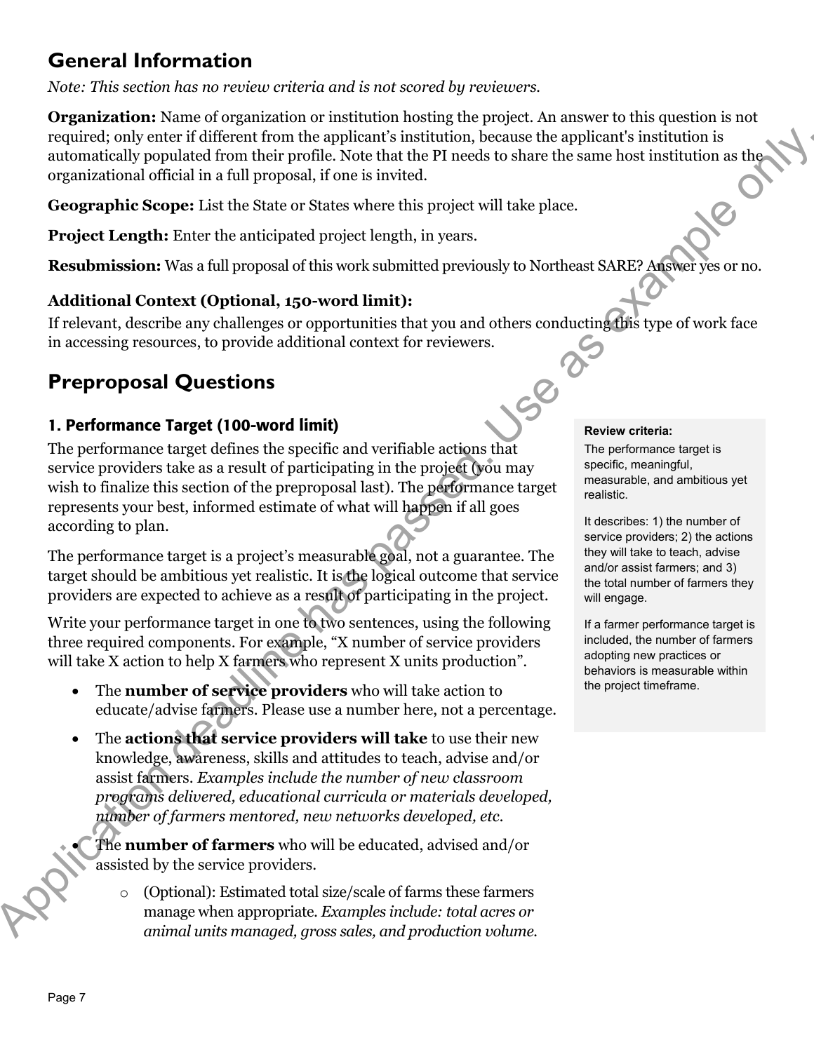## General Information

*Note: This section has no review criteria and is not scored by reviewers.*

**Organization:** Name of organization or institution hosting the project. An answer to this question is not required; only enter if different from the applicant's institution, because the applicant's institution is automatically populated from their profile. Note that the PI needs to share the same host institution as the organizational official in a full proposal, if one is invited.

**Geographic Scope:** List the State or States where this project will take place.

**Project Length:** Enter the anticipated project length, in years.

**Resubmission:** Was a full proposal of this work submitted previously to Northeast SARE? Answer yes or no.

### Additional Context (Optional, 150-word limit):

If relevant, describe any challenges or opportunities that you and others conducting this type of work face in accessing resources, to provide additional context for reviewers.

## Preproposal Questions

### 1. Performance Target (100-word limit)

The performance target defines the specific and verifiable actions that service providers take as a result of participating in the project (you may wish to finalize this section of the preproposal last). The performance target represents your best, informed estimate of what will happen if all goes according to plan.

The performance target is a project's measurable goal, not a guarantee. The target should be ambitious yet realistic. It is the logical outcome that service providers are expected to achieve as a result of participating in the project.

Write your performance target in one to two sentences, using the following three required components. For example, "X number of service providers will take X action to help X farmers who represent X units production".

- The **number of service providers** who will take action to educate/advise farmers. Please use a number here, not a percentage.
- The **actions that service providers will take** to use their new knowledge, awareness, skills and attitudes to teach, advise and/or assist farmers. *Examples include the number of new classroom programs delivered, educational curricula or materials developed, number of farmers mentored, new networks developed, etc.*
- The **number of farmers** who will be educated, advised and/or assisted by the service providers.
  - (Optional): Estimated total size/scale of farms these farmers manage when appropriate. *Examples include: total acres or animal units managed, gross sales, and production volume.*

**Review criteria:**

The performance target is specific, meaningful, measurable, and ambitious yet realistic.

It describes: 1) the number of service providers; 2) the actions they will take to teach, advise and/or assist farmers; and 3) the total number of farmers they will engage.

If a farmer performance target is included, the number of farmers adopting new practices or behaviors is measurable within the project timeframe.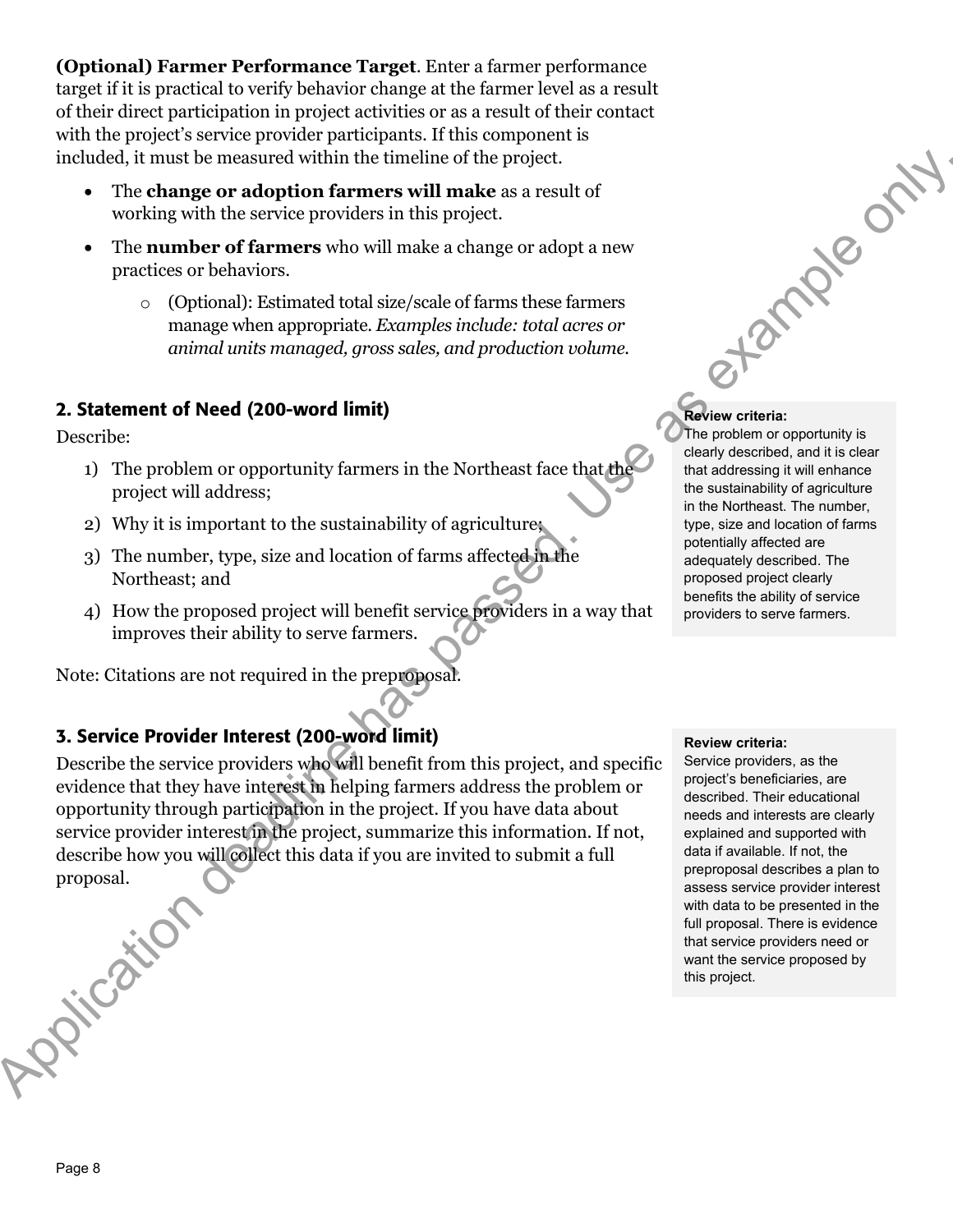**(Optional) Farmer Performance Target**. Enter a farmer performance target if it is practical to verify behavior change at the farmer level as a result of their direct participation in project activities or as a result of their contact with the project's service provider participants. If this component is included, it must be measured within the timeline of the project.

- The **change or adoption farmers will make** as a result of working with the service providers in this project.
- The **number of farmers** who will make a change or adopt a new practices or behaviors.
  - (Optional): Estimated total size/scale of farms these farmers manage when appropriate. *Examples include: total acres or animal units managed, gross sales, and production volume.*

## 2. Statement of Need (200-word limit)

Describe:

1) The problem or opportunity farmers in the Northeast face that the project will address;
2) Why it is important to the sustainability of agriculture;
3) The number, type, size and location of farms affected in the Northeast; and
4) How the proposed project will benefit service providers in a way that improves their ability to serve farmers.

Note: Citations are not required in the preproposal.

**Review criteria:**
The problem or opportunity is clearly described, and it is clear that addressing it will enhance the sustainability of agriculture in the Northeast. The number, type, size and location of farms potentially affected are adequately described. The proposed project clearly benefits the ability of service providers to serve farmers.

## 3. Service Provider Interest (200-word limit)

Describe the service providers who will benefit from this project, and specific evidence that they have interest in helping farmers address the problem or opportunity through participation in the project. If you have data about service provider interest in the project, summarize this information. If not, describe how you will collect this data if you are invited to submit a full proposal.

**Review criteria:**
Service providers, as the project's beneficiaries, are described. Their educational needs and interests are clearly explained and supported with data if available. If not, the preproposal describes a plan to assess service provider interest with data to be presented in the full proposal. There is evidence that service providers need or want the service proposed by this project.

Application deadline has passed. Use as example only.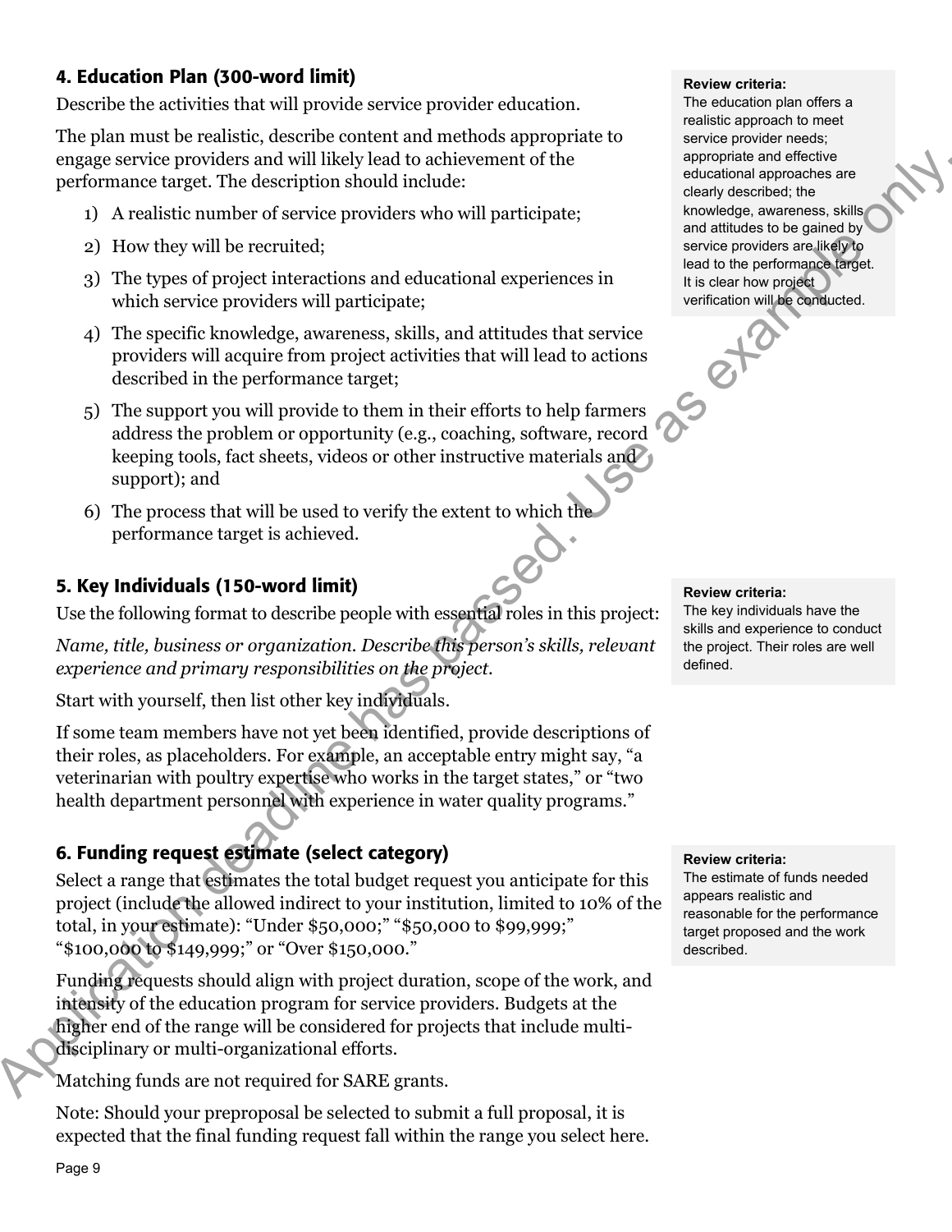## 4. Education Plan (300-word limit)

Describe the activities that will provide service provider education.

The plan must be realistic, describe content and methods appropriate to engage service providers and will likely lead to achievement of the performance target. The description should include:

1) A realistic number of service providers who will participate;
2) How they will be recruited;
3) The types of project interactions and educational experiences in which service providers will participate;
4) The specific knowledge, awareness, skills, and attitudes that service providers will acquire from project activities that will lead to actions described in the performance target;
5) The support you will provide to them in their efforts to help farmers address the problem or opportunity (e.g., coaching, software, record keeping tools, fact sheets, videos or other instructive materials and support); and
6) The process that will be used to verify the extent to which the performance target is achieved.

**Review criteria:**
The education plan offers a realistic approach to meet service provider needs; appropriate and effective educational approaches are clearly described; the knowledge, awareness, skills and attitudes to be gained by service providers are likely to lead to the performance target. It is clear how project verification will be conducted.

## 5. Key Individuals (150-word limit)

Use the following format to describe people with essential roles in this project:

*Name, title, business or organization. Describe this person's skills, relevant experience and primary responsibilities on the project.*

Start with yourself, then list other key individuals.

If some team members have not yet been identified, provide descriptions of their roles, as placeholders. For example, an acceptable entry might say, "a veterinarian with poultry expertise who works in the target states," or "two health department personnel with experience in water quality programs."

**Review criteria:**
The key individuals have the skills and experience to conduct the project. Their roles are well defined.

## 6. Funding request estimate (select category)

Select a range that estimates the total budget request you anticipate for this project (include the allowed indirect to your institution, limited to 10% of the total, in your estimate): "Under $50,000;" "$50,000 to $99,999;" "$100,000 to $149,999;" or "Over $150,000."

Funding requests should align with project duration, scope of the work, and intensity of the education program for service providers. Budgets at the higher end of the range will be considered for projects that include multi-disciplinary or multi-organizational efforts.

Matching funds are not required for SARE grants.

Note: Should your preproposal be selected to submit a full proposal, it is expected that the final funding request fall within the range you select here.

**Review criteria:**
The estimate of funds needed appears realistic and reasonable for the performance target proposed and the work described.

Application deadline has passed. Use as example only.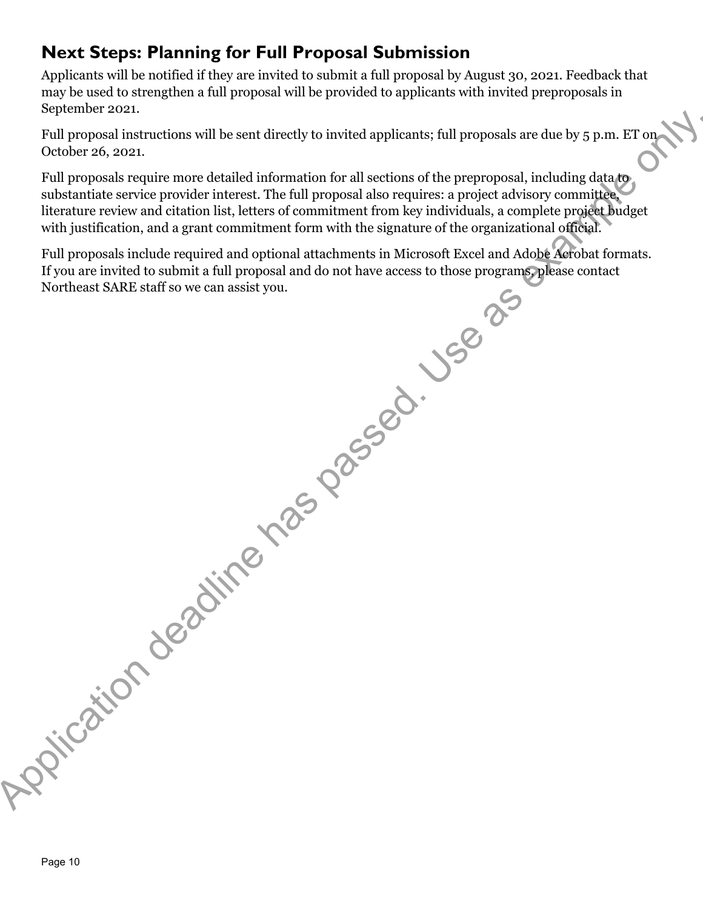## Next Steps: Planning for Full Proposal Submission

Applicants will be notified if they are invited to submit a full proposal by August 30, 2021. Feedback that may be used to strengthen a full proposal will be provided to applicants with invited preproposals in September 2021.

Full proposal instructions will be sent directly to invited applicants; full proposals are due by 5 p.m. ET on October 26, 2021.

Full proposals require more detailed information for all sections of the preproposal, including data to substantiate service provider interest. The full proposal also requires: a project advisory committee, literature review and citation list, letters of commitment from key individuals, a complete project budget with justification, and a grant commitment form with the signature of the organizational official.

Full proposals include required and optional attachments in Microsoft Excel and Adobe Acrobat formats. If you are invited to submit a full proposal and do not have access to those programs, please contact Northeast SARE staff so we can assist you.